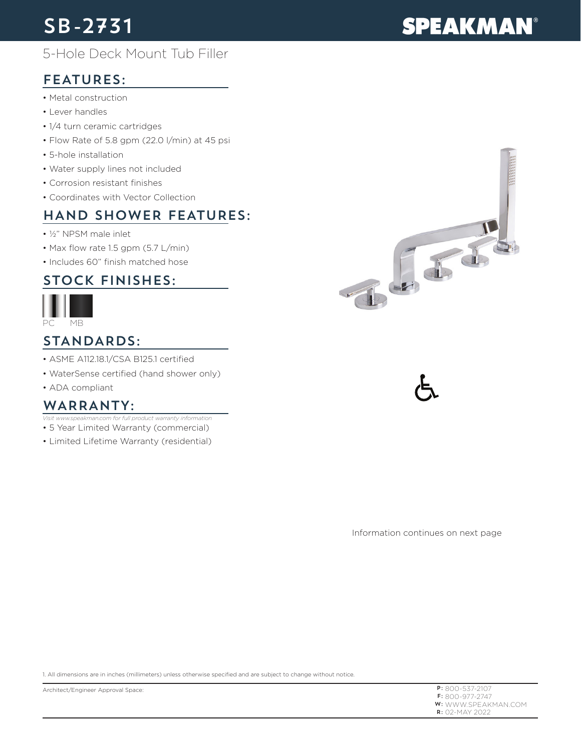# SB-2731

SPEAKMAN®

5-Hole Deck Mount Tub Filler

## FEATURES:

- Metal construction
- Lever handles
- 1/4 turn ceramic cartridges
- Flow Rate of 5.8 gpm (22.0 l/min) at 45 psi
- 5-hole installation
- Water supply lines not included
- Corrosion resistant finishes
- Coordinates with Vector Collection

## HAND SHOWER FEATURES:

- ½" NPSM male inlet
- Max flow rate 1.5 gpm (5.7 L/min)
- Includes 60" finish matched hose

## STOCK FINISHES:

PC MB

## STANDARDS:

- ASME A112.18.1/CSA B125.1 certified
- WaterSense certified (hand shower only)
- ADA compliant

## WARRANTY:

*Visit www.speakman.com for full product warranty information*

- 5 Year Limited Warranty (commercial)
- Limited Lifetime Warranty (residential)

Information continues on next page

1. All dimensions are in inches (millimeters) unless otherwise specified and are subject to change without notice.

Architect/Engineer Approval Space:

**P:** 800-537-2107
**F:** 800-977-2747
**W:** WWW.SPEAKMAN.COM
**R:** 02-MAY 2022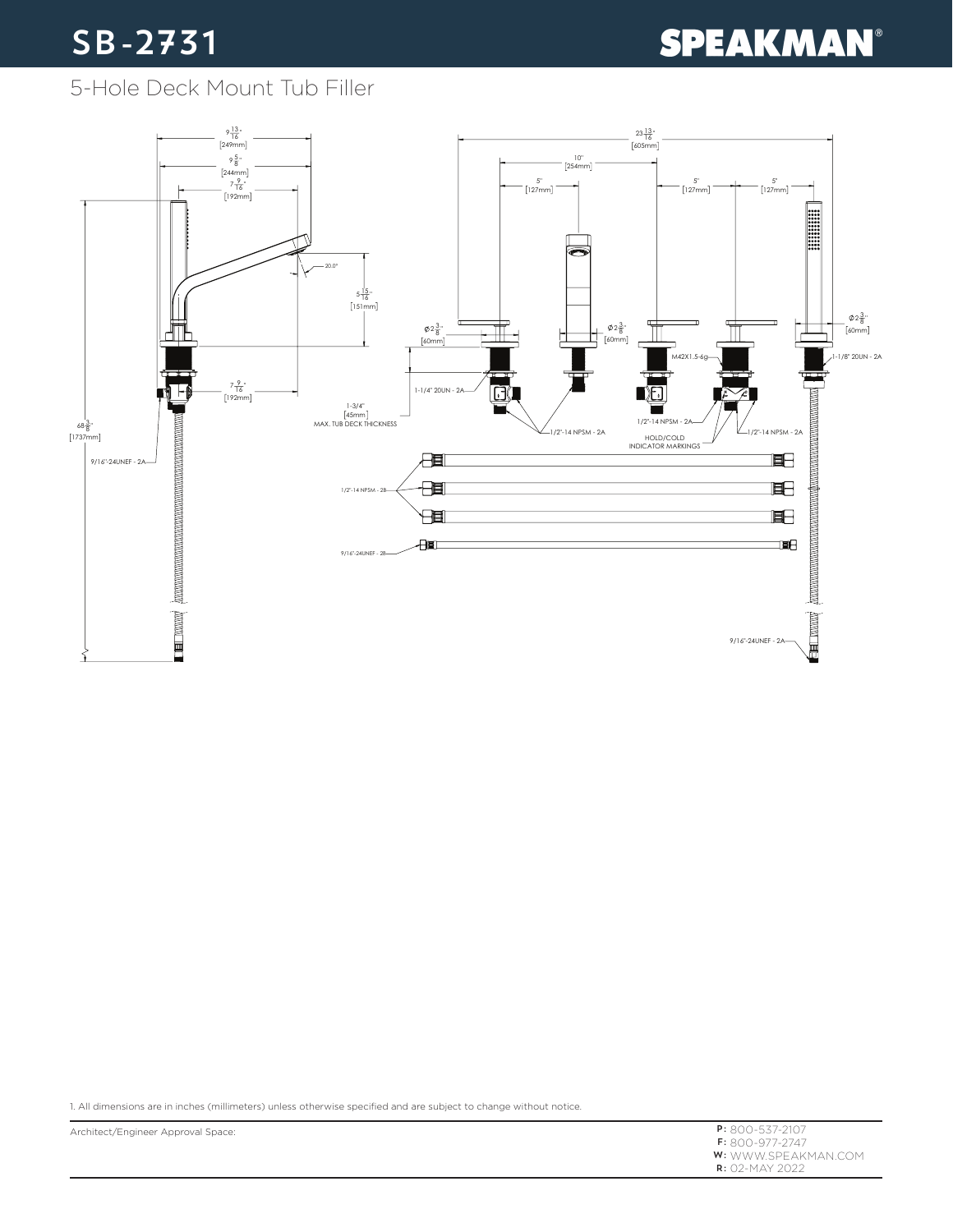# SB-2731

**SPEAKMAN®**

## 5-Hole Deck Mount Tub Filler

9 13/16" [249mm]
9 5/8" [244mm]
7 9/16" [192mm]
20.0°
5 15/16" [151mm]
7 9/16" [192mm]
68 3/8" [1737mm]
9/16"-24UNEF - 2A

23 13/16" [605mm]
10" [254mm]
5" [127mm]
5" [127mm]
5" [127mm]
Ø2 3/8" [60mm]
Ø2 3/8" [60mm]
Ø2 3/8" [60mm]
1-1/4" 20UN - 2A
1-3/4" [45mm] MAX. TUB DECK THICKNESS
1/2"-14 NPSM - 2A
M42X1.5-6g
1-1/8" 20UN - 2A
1/2"-14 NPSM - 2A
1/2"-14 NPSM - 2A
HOLD/COLD INDICATOR MARKINGS
1/2"-14 NPSM - 2B
9/16"-24UNEF - 2B
9/16"-24UNEF - 2A

1. All dimensions are in inches (millimeters) unless otherwise specified and are subject to change without notice.

Architect/Engineer Approval Space:

**P:** 800-537-2107
**F:** 800-977-2747
**W:** WWW.SPEAKMAN.COM
**R:** 02-MAY 2022